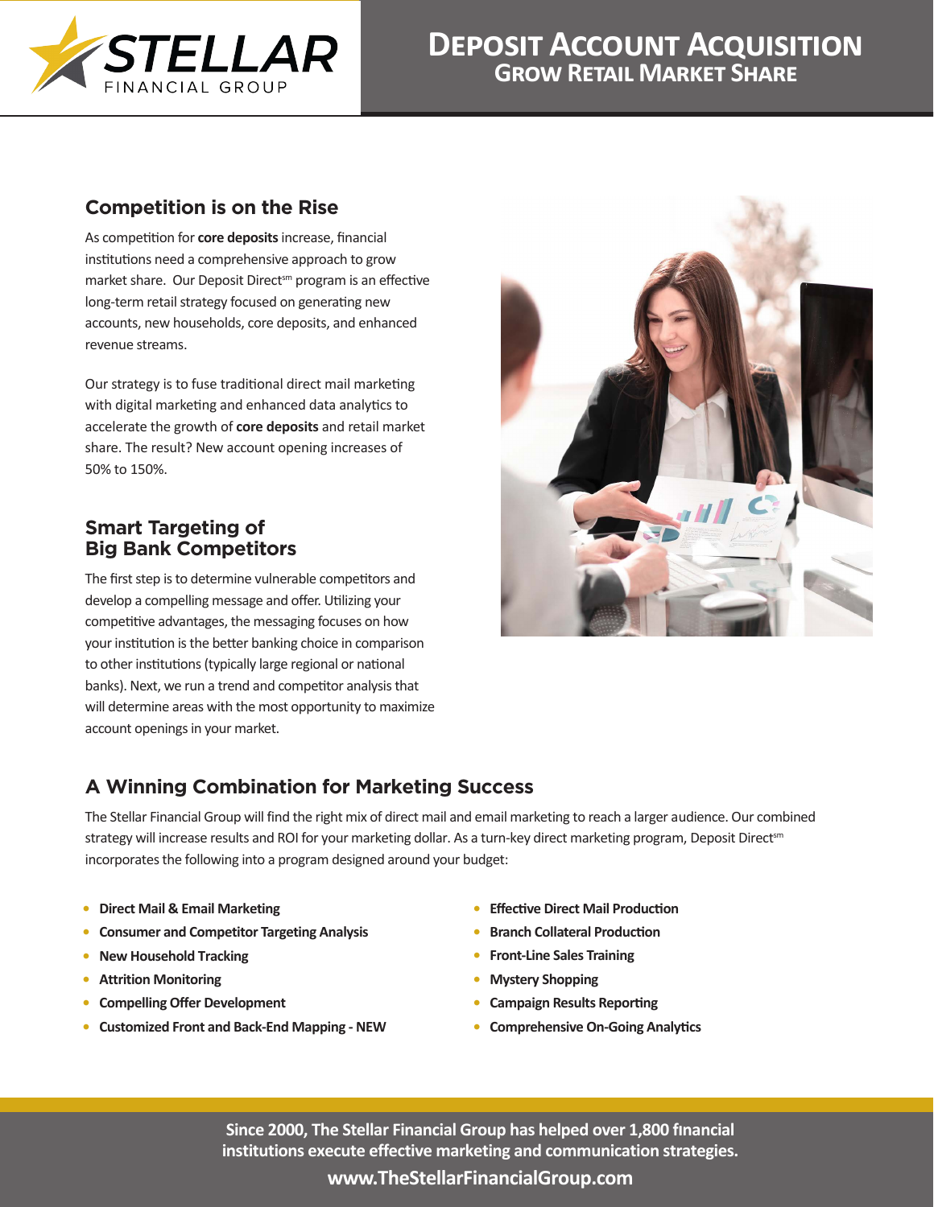STELLAR FINANCIAL GROUP

# Deposit Account Acquisition
## Grow Retail Market Share

### Competition is on the Rise

As competition for **core deposits** increase, financial institutions need a comprehensive approach to grow market share. Our Deposit Direct[sm] program is an effective long-term retail strategy focused on generating new accounts, new households, core deposits, and enhanced revenue streams.

Our strategy is to fuse traditional direct mail marketing with digital marketing and enhanced data analytics to accelerate the growth of **core deposits** and retail market share. The result? New account opening increases of 50% to 150%.

### Smart Targeting of Big Bank Competitors

The first step is to determine vulnerable competitors and develop a compelling message and offer. Utilizing your competitive advantages, the messaging focuses on how your institution is the better banking choice in comparison to other institutions (typically large regional or national banks). Next, we run a trend and competitor analysis that will determine areas with the most opportunity to maximize account openings in your market.

### A Winning Combination for Marketing Success

The Stellar Financial Group will find the right mix of direct mail and email marketing to reach a larger audience. Our combined strategy will increase results and ROI for your marketing dollar. As a turn-key direct marketing program, Deposit Direct[sm] incorporates the following into a program designed around your budget:

- **Direct Mail & Email Marketing**
- **Consumer and Competitor Targeting Analysis**
- **New Household Tracking**
- **Attrition Monitoring**
- **Compelling Offer Development**
- **Customized Front and Back-End Mapping - NEW**
- **Effective Direct Mail Production**
- **Branch Collateral Production**
- **Front-Line Sales Training**
- **Mystery Shopping**
- **Campaign Results Reporting**
- **Comprehensive On-Going Analytics**

**Since 2000, The Stellar Financial Group has helped over 1,800 financial institutions execute effective marketing and communication strategies.**

**www.TheStellarFinancialGroup.com**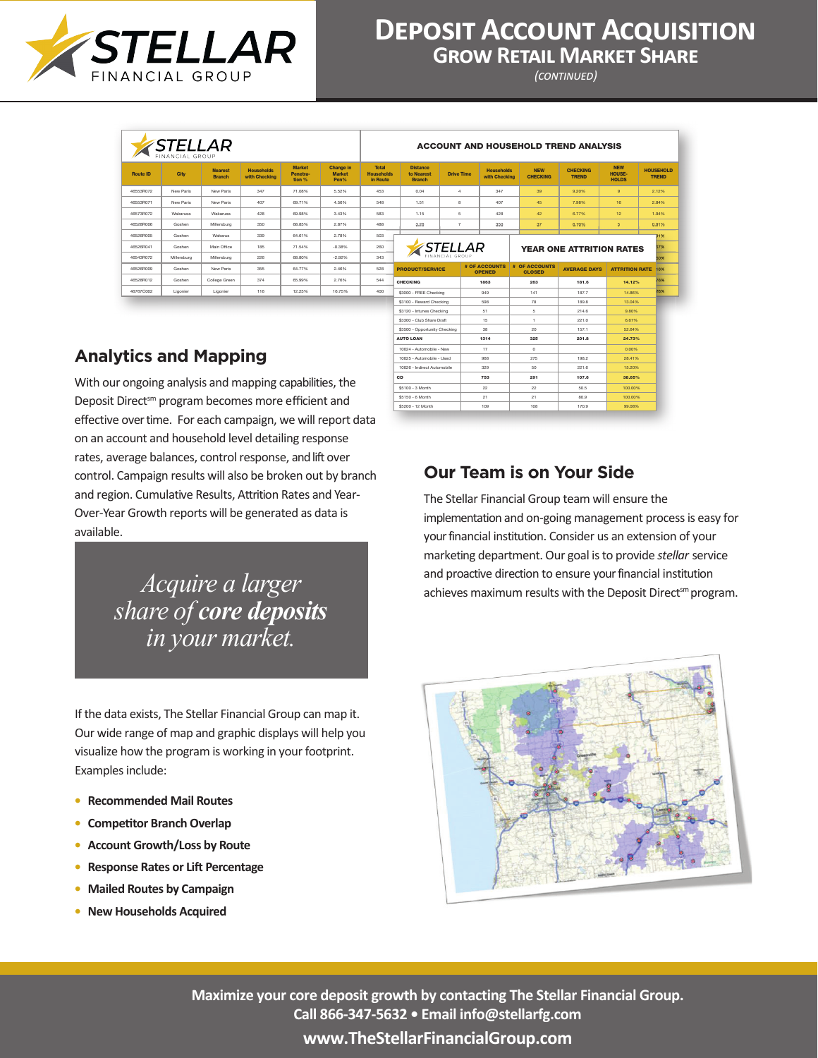# Deposit Account Acquisition

## Grow Retail Market Share

*(CONTINUED)*

**ACCOUNT AND HOUSEHOLD TREND ANALYSIS**

| Route ID | City | Nearest Branch | Households with Checking | Market Penetration % | Change in Market Pen% | Total Households in Route | Distance to Nearest Branch | Drive Time | Households with Checking | NEW CHECKING | CHECKING TREND | NEW HOUSEHOLDS | HOUSEHOLD TREND |
|---|---|---|---|---|---|---|---|---|---|---|---|---|---|
| 46553R072 | New Paris | New Paris | 347 | 71.08% | 5.52% | 453 | 0.04 | 4 | 347 | 39 | 9.20% | 9 | 2.12% |
| 46553R071 | New Paris | New Paris | 407 | 69.71% | 4.56% | 548 | 1.51 | 8 | 407 | 45 | 7.98% | 16 | 2.84% |
| 46573R072 | Wakarusa | Wakarusa | 428 | 69.98% | 3.43% | 583 | 1.15 | 5 | 428 | 42 | 6.77% | 12 | 1.94% |
| 46528R006 | Goshen | Millersburg | 350 | 68.85% | 2.87% | 488 | 3.26 | 7 | 350 | 37 | 6.70% | 5 | 0.91% |
| 46526R005 | Goshen | Wakarus | 339 | 64.61% | 2.78% | 503 | | | | | | | |
| 46526R041 | Goshen | Main Office | 185 | 71.54% | -0.38% | 260 | | | | | | | |
| 46543R072 | Millersburg | Millersburg | 226 | 68.80% | -2.92% | 343 | | | | | | | |
| 46526R009 | Goshen | New Paris | 355 | 64.77% | 2.46% | 528 | | | | | | | |
| 46528R012 | Goshen | College Green | 374 | 65.99% | 2.76% | 544 | | | | | | | |
| 46767C002 | Ligonier | Ligonier | 116 | 12.25% | 16.75% | 400 | | | | | | | |

**YEAR ONE ATTRITION RATES**

| PRODUCT/SERVICE | # OF ACCOUNTS OPENED | # OF ACCOUNTS CLOSED | AVERAGE DAYS | ATTRITION RATE |
|---|---|---|---|---|
| **CHECKING** | **1863** | **263** | **181.6** | **14.12%** |
| $3000 - FREE Checking | 949 | 141 | 187.7 | 14.86% |
| $3100 - Reward Checking | 598 | 78 | 189.8 | 13.04% |
| $3120 - Intunes Checking | 51 | 5 | 214.6 | 9.80% |
| $3300 - Club Share Draft | 15 | 1 | 221.0 | 6.67% |
| $3500 - Opportunity Checking | 38 | 20 | 157.1 | 52.64% |
| **AUTO LOAN** | **1314** | **325** | **201.8** | **24.73%** |
| 10024 - Automobile - New | 17 | 0 | | 0.00% |
| 10025 - Automobile - Used | 968 | 275 | 198.2 | 28.41% |
| 10026 - Indirect Automobile | 329 | 50 | 221.6 | 15.20% |
| **CD** | **753** | **291** | **107.6** | **38.65%** |
| $5100 - 3 Month | 22 | 22 | 50.5 | 100.00% |
| $5150 - 6 Month | 21 | 21 | 80.9 | 100.00% |
| $5200 - 12 Month | 109 | 108 | 170.9 | 99.08% |

## Analytics and Mapping

With our ongoing analysis and mapping capabilities, the Deposit Direct[sm] program becomes more efficient and effective over time. For each campaign, we will report data on an account and household level detailing response rates, average balances, control response, and lift over control. Campaign results will also be broken out by branch and region. Cumulative Results, Attrition Rates and Year-Over-Year Growth reports will be generated as data is available.

> *Acquire a larger share of **core deposits** in your market.*

If the data exists, The Stellar Financial Group can map it. Our wide range of map and graphic displays will help you visualize how the program is working in your footprint. Examples include:

- **Recommended Mail Routes**
- **Competitor Branch Overlap**
- **Account Growth/Loss by Route**
- **Response Rates or Lift Percentage**
- **Mailed Routes by Campaign**
- **New Households Acquired**

## Our Team is on Your Side

The Stellar Financial Group team will ensure the implementation and on-going management process is easy for your financial institution. Consider us an extension of your marketing department. Our goal is to provide *stellar* service and proactive direction to ensure your financial institution achieves maximum results with the Deposit Direct[sm] program.

**Maximize your core deposit growth by contacting The Stellar Financial Group.**
**Call 866-347-5632 • Email info@stellarfg.com**
**www.TheStellarFinancialGroup.com**